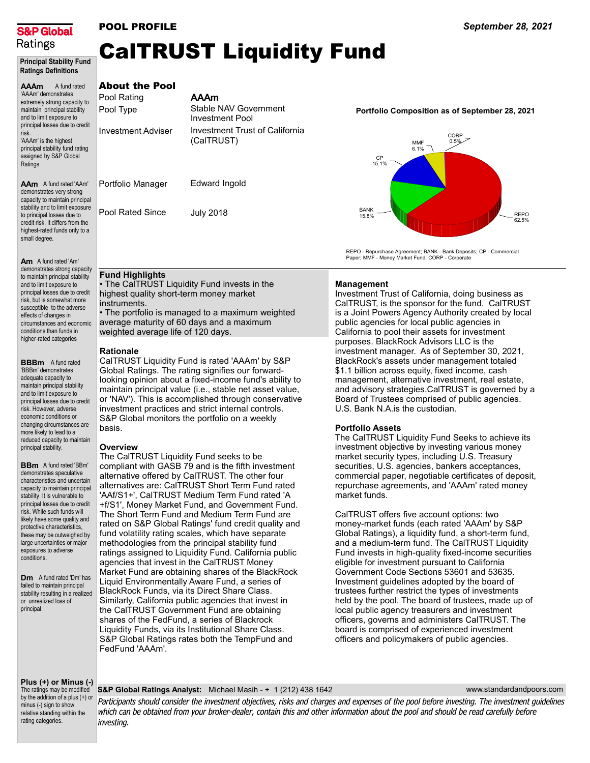**S&P Global Ratings**

POOL PROFILE

September 28, 2021

# CalTRUST Liquidity Fund

## About the Pool

| | |
|---|---|
| Pool Rating | AAAm |
| Pool Type | Stable NAV Government Investment Pool |
| Investment Adviser | Investment Trust of California (CalTRUST) |
| Portfolio Manager | Edward Ingold |
| Pool Rated Since | July 2018 |

**Portfolio Composition as of September 28, 2021**

| Asset | % |
|---|---|
| REPO | 62.5% |
| BANK | 15.8% |
| CP | 15.1% |
| MMF | 6.1% |
| CORP | 0.5% |

REPO - Repurchase Agreement; BANK - Bank Deposits; CP - Commercial Paper; MMF - Money Market Fund; CORP - Corporate

### Fund Highlights

- The CalTRUST Liquidity Fund invests in the highest quality short-term money market instruments.
- The portfolio is managed to a maximum weighted average maturity of 60 days and a maximum weighted average life of 120 days.

### Rationale

CalTRUST Liquidity Fund is rated 'AAAm' by S&P Global Ratings. The rating signifies our forward-looking opinion about a fixed-income fund's ability to maintain principal value (i.e., stable net asset value, or 'NAV'). This is accomplished through conservative investment practices and strict internal controls. S&P Global monitors the portfolio on a weekly basis.

### Overview

The CalTRUST Liquidity Fund seeks to be compliant with GASB 79 and is the fifth investment alternative offered by CalTRUST. The other four alternatives are: CalTRUST Short Term Fund rated 'AAf/S1+', CalTRUST Medium Term Fund rated 'A +f/S1', Money Market Fund, and Government Fund. The Short Term Fund and Medium Term Fund are rated on S&P Global Ratings' fund credit quality and fund volatility rating scales, which have separate methodologies from the principal stability fund ratings assigned to Liquidity Fund. California public agencies that invest in the CalTRUST Money Market Fund are obtaining shares of the BlackRock Liquid Environmentally Aware Fund, a series of BlackRock Funds, via its Direct Share Class. Similarly, California public agencies that invest in the CalTRUST Government Fund are obtaining shares of the FedFund, a series of Blackrock Liquidity Funds, via its Institutional Share Class. S&P Global Ratings rates both the TempFund and FedFund 'AAAm'.

### Management

Investment Trust of California, doing business as CalTRUST, is the sponsor for the fund. CalTRUST is a Joint Powers Agency Authority created by local public agencies for local public agencies in California to pool their assets for investment purposes. BlackRock Advisors LLC is the investment manager. As of September 30, 2021, BlackRock's assets under management totaled $1.1 billion across equity, fixed income, cash management, alternative investment, real estate, and advisory strategies.CalTRUST is governed by a Board of Trustees comprised of public agencies. U.S. Bank N.A.is the custodian.

### Portfolio Assets

The CalTRUST Liquidity Fund Seeks to achieve its investment objective by investing various money market security types, including U.S. Treasury securities, U.S. agencies, bankers acceptances, commercial paper, negotiable certificates of deposit, repurchase agreements, and 'AAAm' rated money market funds.

CalTRUST offers five account options: two money-market funds (each rated 'AAAm' by S&P Global Ratings), a liquidity fund, a short-term fund, and a medium-term fund. The CalTRUST Liquidity Fund invests in high-quality fixed-income securities eligible for investment pursuant to California Government Code Sections 53601 and 53635. Investment guidelines adopted by the board of trustees further restrict the types of investments held by the pool. The board of trustees, made up of local public agency treasurers and investment officers, governs and administers CalTRUST. The board is comprised of experienced investment officers and policymakers of public agencies.

---

**Principal Stability Fund Ratings Definitions**

**AAAm** A fund rated 'AAAm' demonstrates extremely strong capacity to maintain principal stability and to limit exposure to principal losses due to credit risk. 'AAAm' is the highest principal stability fund rating assigned by S&P Global Ratings

**AAm** A fund rated 'AAm' demonstrates very strong capacity to maintain principal stability and to limit exposure to principal losses due to credit risk. It differs from the highest-rated funds only to a small degree.

**Am** A fund rated 'Am' demonstrates strong capacity to maintain principal stability and to limit exposure to principal losses due to credit risk, but is somewhat more susceptible to the adverse effects of changes in circumstances and economic conditions than funds in higher-rated categories

**BBBm** A fund rated 'BBBm' demonstrates adequate capacity to maintain principal stability and to limit exposure to principal losses due to credit risk. However, adverse economic conditions or changing circumstances are more likely to lead to a reduced capacity to maintain principal stability.

**BBm** A fund rated 'BBm' demonstrates speculative characteristics and uncertain capacity to maintain principal stability. It is vulnerable to principal losses due to credit risk. While such funds will likely have some quality and protective characteristics, these may be outweighed by large uncertainties or major exposures to adverse conditions.

**Dm** A fund rated 'Dm' has failed to maintain principal stability resulting in a realized or unrealized loss of principal.

**Plus (+) or Minus (-)** The ratings may be modified by the addition of a plus (+) or minus (-) sign to show relative standing within the rating categories.

---

**S&P Global Ratings Analyst:** Michael Masih - + 1 (212) 438 1642

www.standardandpoors.com

*Participants should consider the investment objectives, risks and charges and expenses of the pool before investing. The investment guidelines which can be obtained from your broker-dealer, contain this and other information about the pool and should be read carefully before investing.*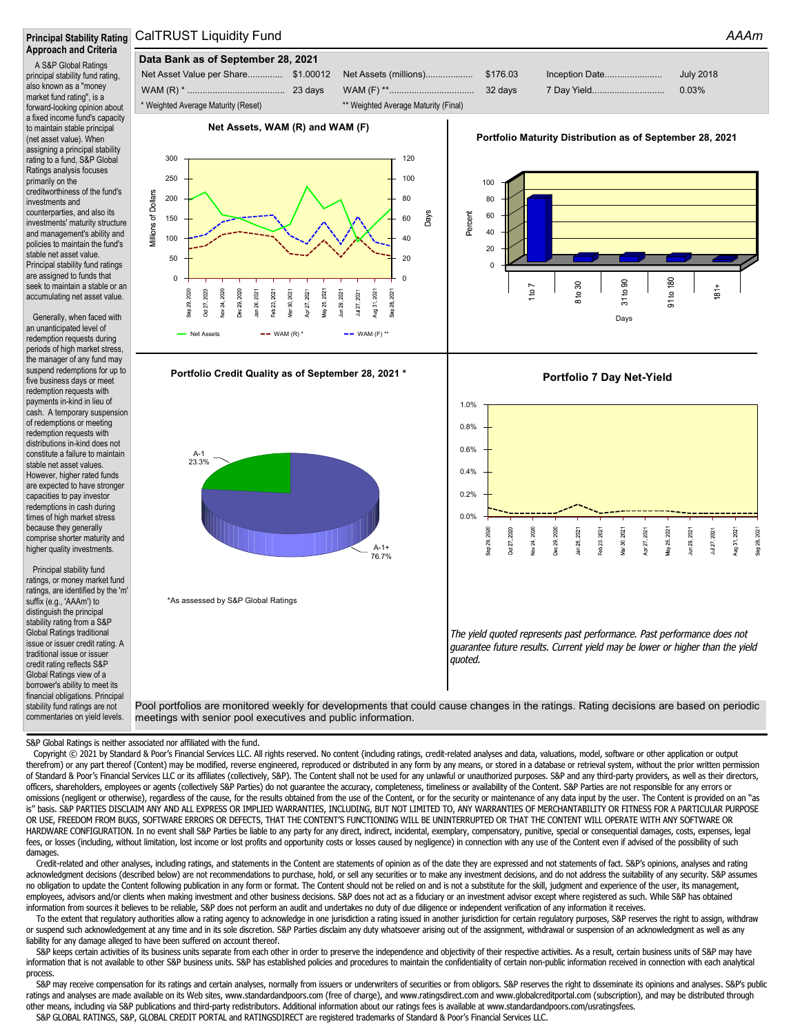## Principal Stability Rating Approach and Criteria

A S&P Global Ratings principal stability fund rating, also known as a "money market fund rating", is a forward-looking opinion about a fixed income fund's capacity to maintain stable principal (net asset value). When assigning a principal stability rating to a fund, S&P Global Ratings analysis focuses primarily on the creditworthiness of the fund's investments and counterparties, and also its investments' maturity structure and management's ability and policies to maintain the fund's stable net asset value. Principal stability fund ratings are assigned to funds that seek to maintain a stable or an accumulating net asset value.

Generally, when faced with an unanticipated level of redemption requests during periods of high market stress, the manager of any fund may suspend redemptions for up to five business days or meet redemption requests with payments in-kind in lieu of cash. A temporary suspension of redemptions or meeting redemption requests with distributions in-kind does not constitute a failure to maintain stable net asset values. However, higher rated funds are expected to have stronger capacities to pay investor redemptions in cash during times of high market stress because they generally comprise shorter maturity and higher quality investments.

Principal stability fund ratings, or money market fund ratings, are identified by the 'm' suffix (e.g., 'AAAm') to distinguish the principal stability rating from a S&P Global Ratings traditional issue or issuer credit rating. A traditional issue or issuer credit rating reflects S&P Global Ratings view of a borrower's ability to meet its financial obligations. Principal stability fund ratings are not commentaries on yield levels.

# CalTRUST Liquidity Fund

*AAAm*

### Data Bank as of September 28, 2021

| | | | | | |
|---|---|---|---|---|---|
| Net Asset Value per Share | $1.00012 | Net Assets (millions) | $176.03 | Inception Date | July 2018 |
| WAM (R) * | 23 days | WAM (F) ** | 32 days | 7 Day Yield | 0.03% |

\* Weighted Average Maturity (Reset)

** Weighted Average Maturity (Final)

**Net Assets, WAM (R) and WAM (F)**

Millions of Dollars: 0, 50, 100, 150, 200, 250, 300
Days: 0, 20, 40, 60, 80, 100, 120
Sep 29, 2020; Oct 27, 2020; Nov 24, 2020; Dec 29, 2020; Jan 26, 2021; Feb 23, 2021; Mar 30, 2021; Apr 27, 2021; May 25, 2021; Jun 29, 2021; Jul 27, 2021; Aug 31, 2021; Sep 28, 2021
Net Assets — WAM (R) * — WAM (F) **

**Portfolio Maturity Distribution as of September 28, 2021**

Percent: 0, 20, 40, 60, 80, 100
Days: 1 to 7; 8 to 30; 31 to 90; 91 to 180; 181+

**Portfolio Credit Quality as of September 28, 2021 ***

A-1 23.3%
A-1+ 76.7%

*As assessed by S&P Global Ratings

**Portfolio 7 Day Net-Yield**

0.0%, 0.2%, 0.4%, 0.6%, 0.8%, 1.0%
Sep 29, 2020; Oct 27, 2020; Nov 24, 2020; Dec 29, 2020; Jan 26, 2021; Feb 23, 2021; Mar 30, 2021; Apr 27, 2021; May 25, 2021; Jun 29, 2021; Jul 27, 2021; Aug 31, 2021; Sep 28, 2021

*The yield quoted represents past performance. Past performance does not guarantee future results. Current yield may be lower or higher than the yield quoted.*

Pool portfolios are monitored weekly for developments that could cause changes in the ratings. Rating decisions are based on periodic meetings with senior pool executives and public information.

S&P Global Ratings is neither associated nor affiliated with the fund.

Copyright © 2021 by Standard & Poor's Financial Services LLC. All rights reserved. No content (including ratings, credit-related analyses and data, valuations, model, software or other application or output therefrom) or any part thereof (Content) may be modified, reverse engineered, reproduced or distributed in any form by any means, or stored in a database or retrieval system, without the prior written permission of Standard & Poor's Financial Services LLC or its affiliates (collectively, S&P). The Content shall not be used for any unlawful or unauthorized purposes. S&P and any third-party providers, as well as their directors, officers, shareholders, employees or agents (collectively S&P Parties) do not guarantee the accuracy, completeness, timeliness or availability of the Content. S&P Parties are not responsible for any errors or omissions (negligent or otherwise), regardless of the cause, for the results obtained from the use of the Content, or for the security or maintenance of any data input by the user. The Content is provided on an "as is" basis. S&P PARTIES DISCLAIM ANY AND ALL EXPRESS OR IMPLIED WARRANTIES, INCLUDING, BUT NOT LIMITED TO, ANY WARRANTIES OF MERCHANTABILITY OR FITNESS FOR A PARTICULAR PURPOSE OR USE, FREEDOM FROM BUGS, SOFTWARE ERRORS OR DEFECTS, THAT THE CONTENT'S FUNCTIONING WILL BE UNINTERRUPTED OR THAT THE CONTENT WILL OPERATE WITH ANY SOFTWARE OR HARDWARE CONFIGURATION. In no event shall S&P Parties be liable to any party for any direct, indirect, incidental, exemplary, compensatory, punitive, special or consequential damages, costs, expenses, legal fees, or losses (including, without limitation, lost income or lost profits and opportunity costs or losses caused by negligence) in connection with any use of the Content even if advised of the possibility of such damages.

Credit-related and other analyses, including ratings, and statements in the Content are statements of opinion as of the date they are expressed and not statements of fact. S&P's opinions, analyses and rating acknowledgment decisions (described below) are not recommendations to purchase, hold, or sell any securities or to make any investment decisions, and do not address the suitability of any security. S&P assumes no obligation to update the Content following publication in any form or format. The Content should not be relied on and is not a substitute for the skill, judgment and experience of the user, its management, employees, advisors and/or clients when making investment and other business decisions. S&P does not act as a fiduciary or an investment advisor except where registered as such. While S&P has obtained information from sources it believes to be reliable, S&P does not perform an audit and undertakes no duty of due diligence or independent verification of any information it receives.

To the extent that regulatory authorities allow a rating agency to acknowledge in one jurisdiction a rating issued in another jurisdiction for certain regulatory purposes, S&P reserves the right to assign, withdraw or suspend such acknowledgement at any time and in its sole discretion. S&P Parties disclaim any duty whatsoever arising out of the assignment, withdrawal or suspension of an acknowledgment as well as any liability for any damage alleged to have been suffered on account thereof.

S&P keeps certain activities of its business units separate from each other in order to preserve the independence and objectivity of their respective activities. As a result, certain business units of S&P may have information that is not available to other S&P business units. S&P has established policies and procedures to maintain the confidentiality of certain non-public information received in connection with each analytical process.

S&P may receive compensation for its ratings and certain analyses, normally from issuers or underwriters of securities or from obligors. S&P reserves the right to disseminate its opinions and analyses. S&P's public ratings and analyses are made available on its Web sites, www.standardandpoors.com (free of charge), and www.ratingsdirect.com and www.globalcreditportal.com (subscription), and may be distributed through other means, including via S&P publications and third-party redistributors. Additional information about our ratings fees is available at www.standardandpoors.com/usratingsfees.

S&P GLOBAL RATINGS, S&P, GLOBAL CREDIT PORTAL and RATINGSDIRECT are registered trademarks of Standard & Poor's Financial Services LLC.